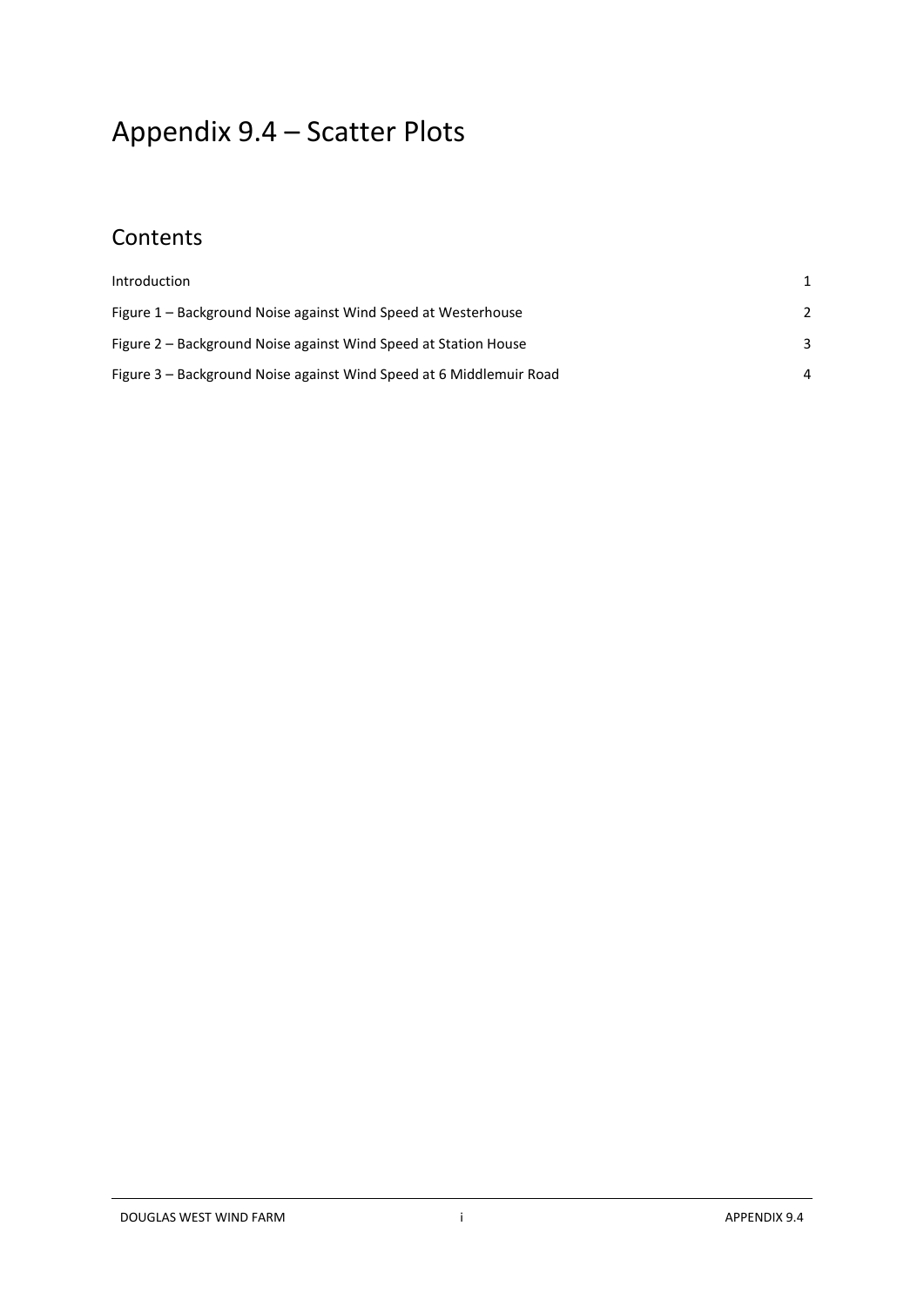# Appendix 9.4 – Scatter Plots

## Contents

| | |
|---|---|
| Introduction | 1 |
| Figure 1 – Background Noise against Wind Speed at Westerhouse | 2 |
| Figure 2 – Background Noise against Wind Speed at Station House | 3 |
| Figure 3 – Background Noise against Wind Speed at 6 Middlemuir Road | 4 |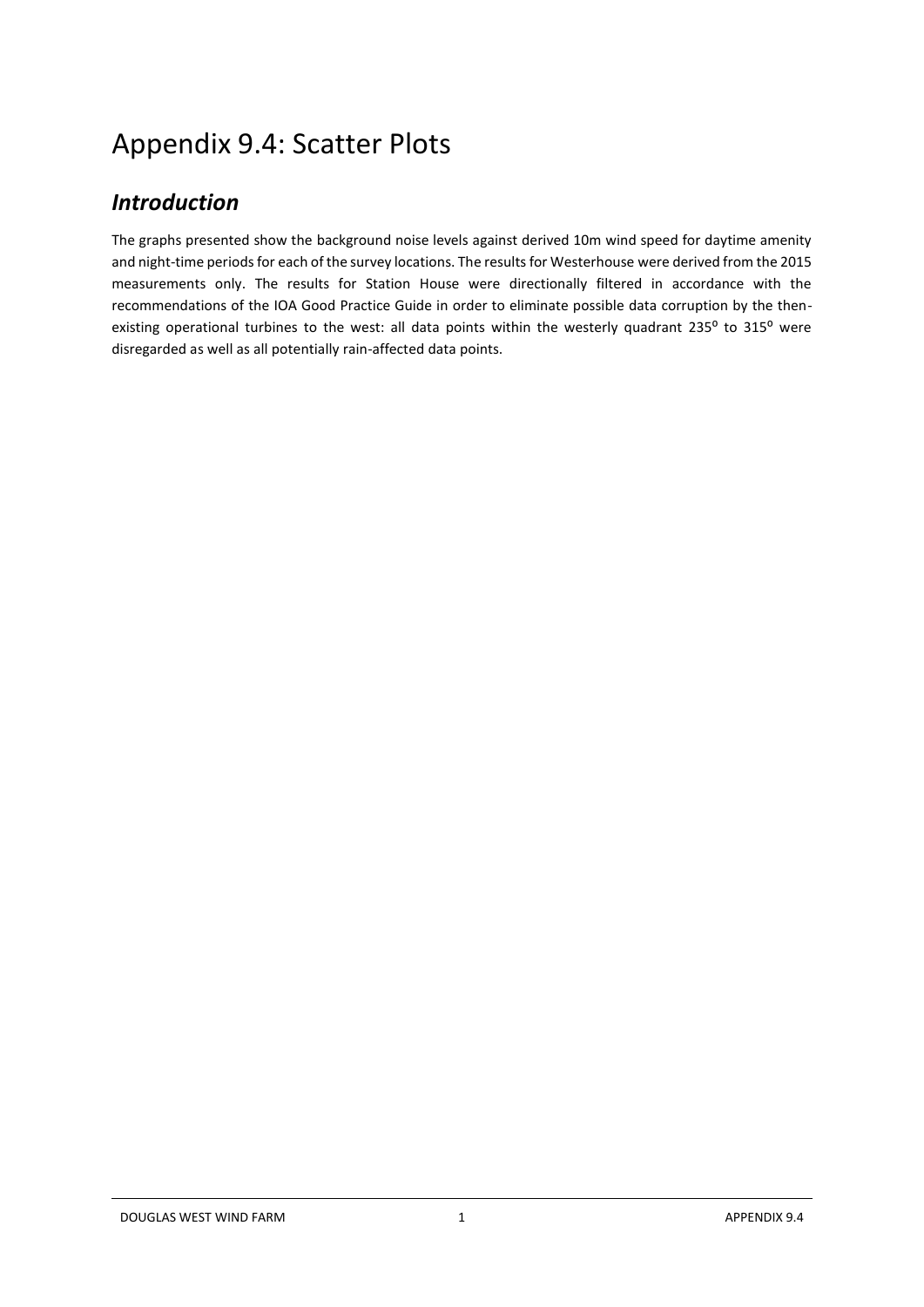# Appendix 9.4: Scatter Plots

## *Introduction*

The graphs presented show the background noise levels against derived 10m wind speed for daytime amenity and night-time periods for each of the survey locations. The results for Westerhouse were derived from the 2015 measurements only. The results for Station House were directionally filtered in accordance with the recommendations of the IOA Good Practice Guide in order to eliminate possible data corruption by the then-existing operational turbines to the west: all data points within the westerly quadrant 235° to 315° were disregarded as well as all potentially rain-affected data points.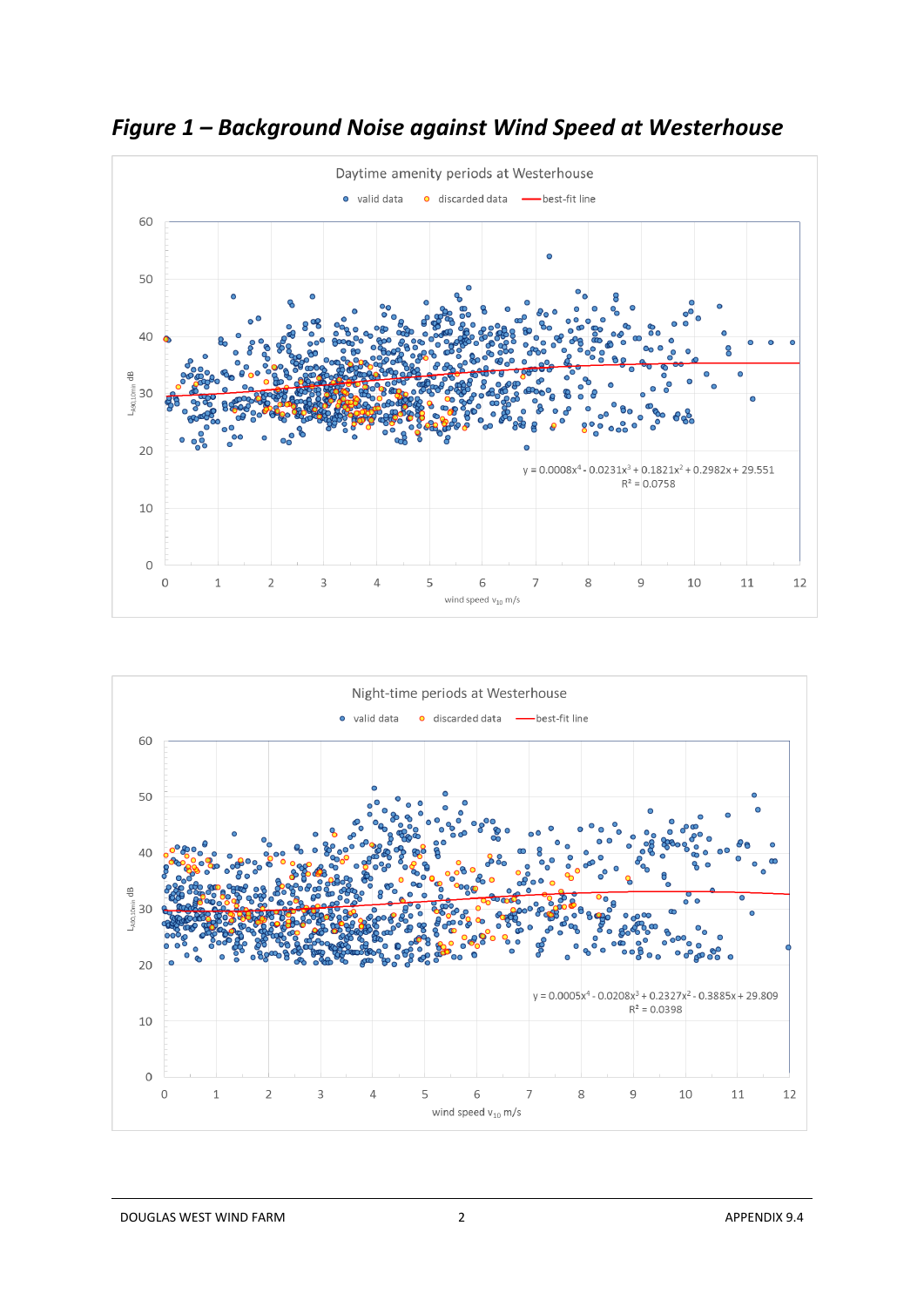***Figure 1 – Background Noise against Wind Speed at Westerhouse***

Daytime amenity periods at Westerhouse

valid data   discarded data   best-fit line

$y = 0.0008x^4 - 0.0231x^3 + 0.1821x^2 + 0.2982x + 29.551$
$R^2 = 0.0758$

$L_{A90,10min}$ dB

wind speed $v_{10}$ m/s

Night-time periods at Westerhouse

valid data   discarded data   best-fit line

$y = 0.0005x^4 - 0.0208x^3 + 0.2327x^2 - 0.3885x + 29.809$
$R^2 = 0.0398$

$L_{A90,10min}$ dB

wind speed $v_{10}$ m/s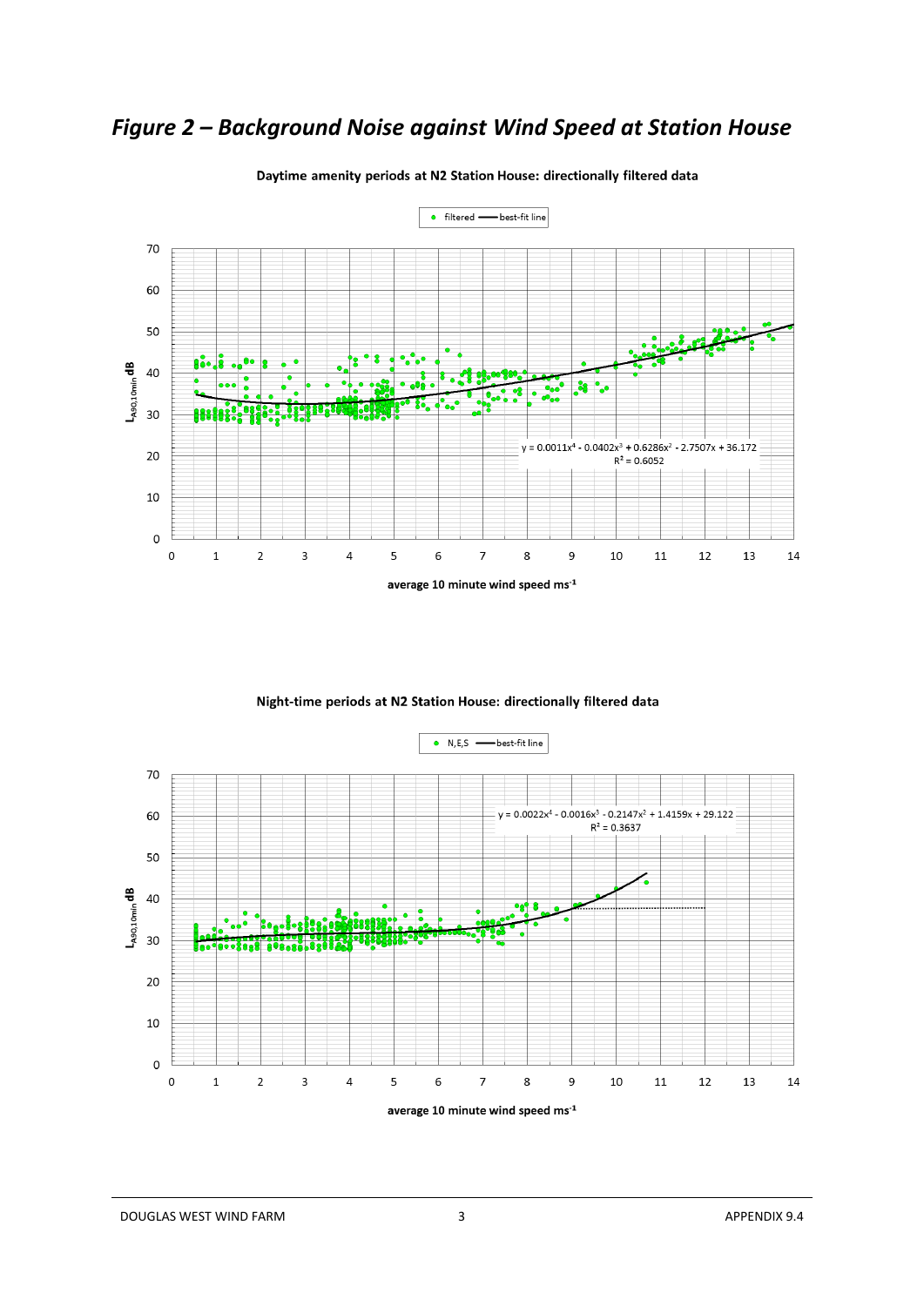## *Figure 2 – Background Noise against Wind Speed at Station House*

**Daytime amenity periods at N2 Station House: directionally filtered data**

filtered — best-fit line

$y = 0.0011x^4 - 0.0402x^3 + 0.6286x^2 - 2.7507x + 36.172$

$R^2 = 0.6052$

$L_{A90,10min}$ dB

average 10 minute wind speed $ms^{-1}$

**Night-time periods at N2 Station House: directionally filtered data**

N,E,S — best-fit line

$y = 0.0022x^4 - 0.0016x^3 - 0.2147x^2 + 1.4159x + 29.122$

$R^2 = 0.3637$

$L_{A90,10min}$ dB

average 10 minute wind speed $ms^{-1}$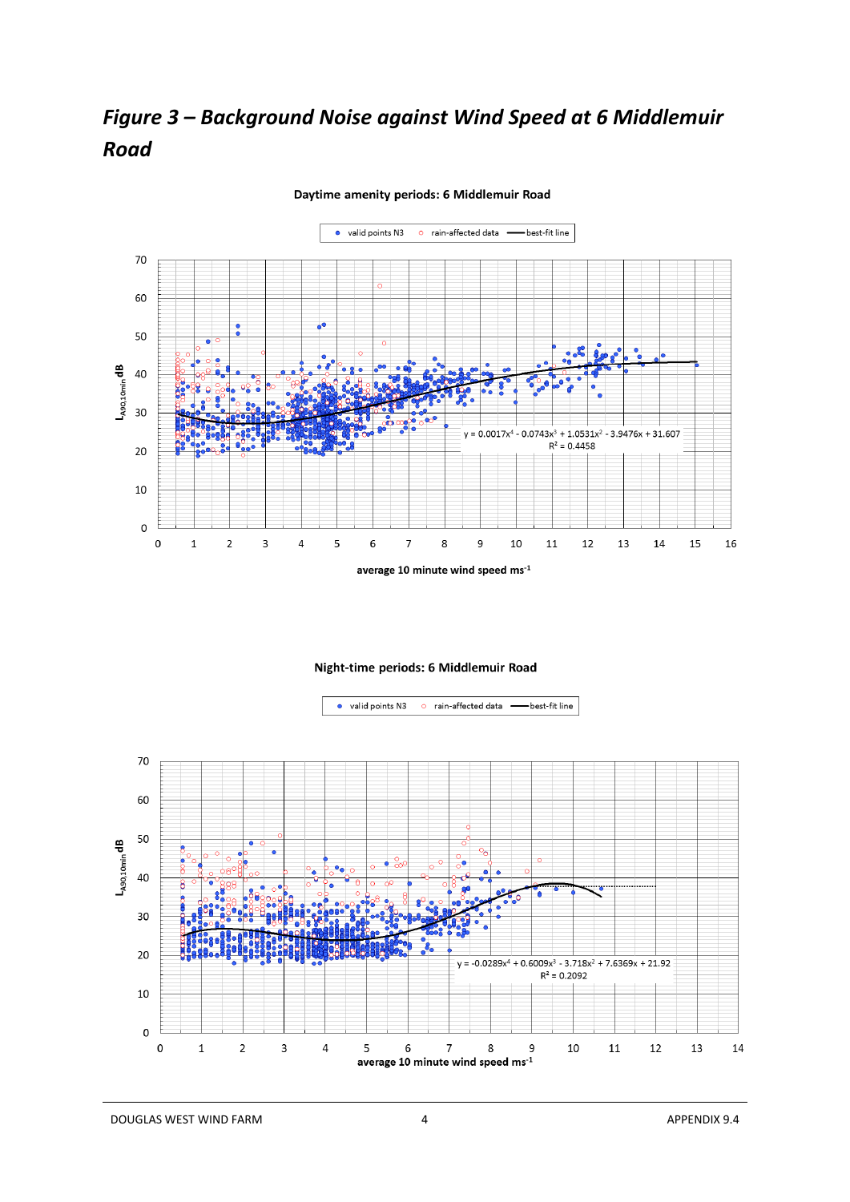# *Figure 3 – Background Noise against Wind Speed at 6 Middlemuir Road*

**Daytime amenity periods: 6 Middlemuir Road**

valid points N3
rain-affected data
best-fit line

$y = 0.0017x^4 - 0.0743x^3 + 1.0531x^2 - 3.9476x + 31.607$
$R^2 = 0.4458$

$L_{A90,10min}$ dB

0
10
20
30
40
50
60
70

0 1 2 3 4 5 6 7 8 9 10 11 12 13 14 15 16

**average 10 minute wind speed $ms^{-1}$**

**Night-time periods: 6 Middlemuir Road**

valid points N3
rain-affected data
best-fit line

$y = -0.0289x^4 + 0.6009x^3 - 3.718x^2 + 7.6369x + 21.92$
$R^2 = 0.2092$

$L_{A90,10min}$ dB

0
10
20
30
40
50
60
70

0 1 2 3 4 5 6 7 8 9 10 11 12 13 14

**average 10 minute wind speed $ms^{-1}$**